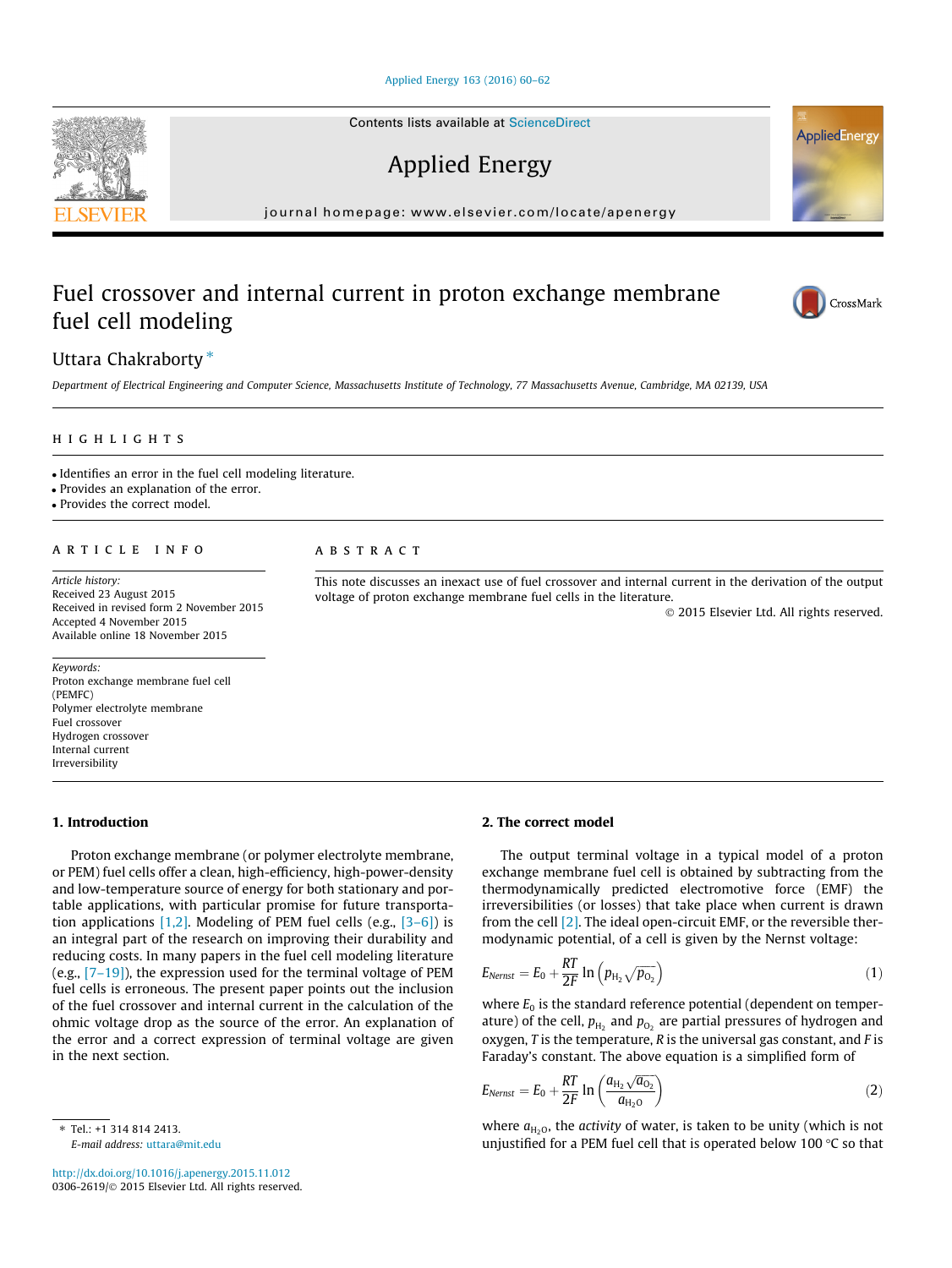# Fuel crossover and internal current in proton exchange membrane fuel cell modeling

Uttara Chakraborty *

*Department of Electrical Engineering and Computer Science, Massachusetts Institute of Technology, 77 Massachusetts Avenue, Cambridge, MA 02139, USA*

## HIGHLIGHTS

- Identifies an error in the fuel cell modeling literature.
- Provides an explanation of the error.
- Provides the correct model.

## ARTICLE INFO

*Article history:*
Received 23 August 2015
Received in revised form 2 November 2015
Accepted 4 November 2015
Available online 18 November 2015

*Keywords:*
Proton exchange membrane fuel cell (PEMFC)
Polymer electrolyte membrane
Fuel crossover
Hydrogen crossover
Internal current
Irreversibility

## ABSTRACT

This note discusses an inexact use of fuel crossover and internal current in the derivation of the output voltage of proton exchange membrane fuel cells in the literature.

© 2015 Elsevier Ltd. All rights reserved.

## 1. Introduction

Proton exchange membrane (or polymer electrolyte membrane, or PEM) fuel cells offer a clean, high-efficiency, high-power-density and low-temperature source of energy for both stationary and portable applications, with particular promise for future transportation applications [1,2]. Modeling of PEM fuel cells (e.g., [3–6]) is an integral part of the research on improving their durability and reducing costs. In many papers in the fuel cell modeling literature (e.g., [7–19]), the expression used for the terminal voltage of PEM fuel cells is erroneous. The present paper points out the inclusion of the fuel crossover and internal current in the calculation of the ohmic voltage drop as the source of the error. An explanation of the error and a correct expression of terminal voltage are given in the next section.

## 2. The correct model

The output terminal voltage in a typical model of a proton exchange membrane fuel cell is obtained by subtracting from the thermodynamically predicted electromotive force (EMF) the irreversibilities (or losses) that take place when current is drawn from the cell [2]. The ideal open-circuit EMF, or the reversible thermodynamic potential, of a cell is given by the Nernst voltage:

$$E_{Nernst} = E_0 + \frac{RT}{2F} \ln\left(p_{H_2}\sqrt{p_{O_2}}\right) \tag{1}$$

where $E_0$ is the standard reference potential (dependent on temperature) of the cell, $p_{H_2}$ and $p_{O_2}$ are partial pressures of hydrogen and oxygen, $T$ is the temperature, $R$ is the universal gas constant, and $F$ is Faraday's constant. The above equation is a simplified form of

$$E_{Nernst} = E_0 + \frac{RT}{2F} \ln\left(\frac{a_{H_2}\sqrt{a_{O_2}}}{a_{H_2O}}\right) \tag{2}$$

where $a_{H_2O}$, the *activity* of water, is taken to be unity (which is not unjustified for a PEM fuel cell that is operated below 100 °C so that

* Tel.: +1 314 814 2413.
*E-mail address:* uttara@mit.edu

http://dx.doi.org/10.1016/j.apenergy.2015.11.012
0306-2619/© 2015 Elsevier Ltd. All rights reserved.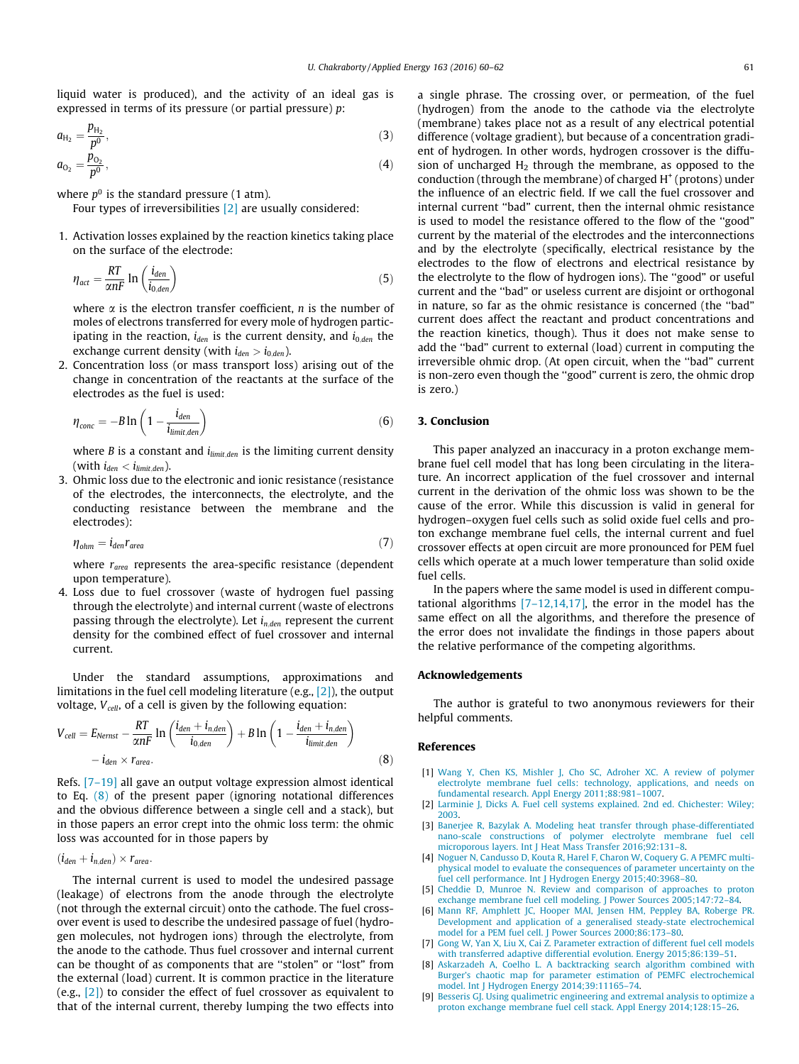liquid water is produced), and the activity of an ideal gas is expressed in terms of its pressure (or partial pressure) $p$:

$$a_{H_2} = \frac{p_{H_2}}{p^0}, \tag{3}$$

$$a_{O_2} = \frac{p_{O_2}}{p^0}, \tag{4}$$

where $p^0$ is the standard pressure (1 atm).

Four types of irreversibilities [2] are usually considered:

1. Activation losses explained by the reaction kinetics taking place on the surface of the electrode:

$$\eta_{act} = \frac{RT}{\alpha nF} \ln\left(\frac{i_{den}}{i_{0,den}}\right) \tag{5}$$

   where $\alpha$ is the electron transfer coefficient, $n$ is the number of moles of electrons transferred for every mole of hydrogen participating in the reaction, $i_{den}$ is the current density, and $i_{0,den}$ the exchange current density (with $i_{den} > i_{0,den}$).

2. Concentration loss (or mass transport loss) arising out of the change in concentration of the reactants at the surface of the electrodes as the fuel is used:

$$\eta_{conc} = -B \ln\left(1 - \frac{i_{den}}{i_{limit,den}}\right) \tag{6}$$

   where $B$ is a constant and $i_{limit,den}$ is the limiting current density (with $i_{den} < i_{limit,den}$).

3. Ohmic loss due to the electronic and ionic resistance (resistance of the electrodes, the interconnects, the electrolyte, and the conducting resistance between the membrane and the electrodes):

$$\eta_{ohm} = i_{den} r_{area} \tag{7}$$

   where $r_{area}$ represents the area-specific resistance (dependent upon temperature).

4. Loss due to fuel crossover (waste of hydrogen fuel passing through the electrolyte) and internal current (waste of electrons passing through the electrolyte). Let $i_{n,den}$ represent the current density for the combined effect of fuel crossover and internal current.

Under the standard assumptions, approximations and limitations in the fuel cell modeling literature (e.g., [2]), the output voltage, $V_{cell}$, of a cell is given by the following equation:

$$V_{cell} = E_{Nernst} - \frac{RT}{\alpha nF} \ln\left(\frac{i_{den} + i_{n,den}}{i_{0,den}}\right) + B \ln\left(1 - \frac{i_{den} + i_{n,den}}{i_{limit,den}}\right) - i_{den} \times r_{area}. \tag{8}$$

Refs. [7–19] all gave an output voltage expression almost identical to Eq. (8) of the present paper (ignoring notational differences and the obvious difference between a single cell and a stack), but in those papers an error crept into the ohmic loss term: the ohmic loss was accounted for in those papers by

$$(i_{den} + i_{n,den}) \times r_{area}.$$

The internal current is used to model the undesired passage (leakage) of electrons from the anode through the electrolyte (not through the external circuit) onto the cathode. The fuel crossover event is used to describe the undesired passage of fuel (hydrogen molecules, not hydrogen ions) through the electrolyte, from the anode to the cathode. Thus fuel crossover and internal current can be thought of as components that are "stolen" or "lost" from the external (load) current. It is common practice in the literature (e.g., [2]) to consider the effect of fuel crossover as equivalent to that of the internal current, thereby lumping the two effects into a single phrase. The crossing over, or permeation, of the fuel (hydrogen) from the anode to the cathode via the electrolyte (membrane) takes place not as a result of any electrical potential difference (voltage gradient), but because of a concentration gradient of hydrogen. In other words, hydrogen crossover is the diffusion of uncharged $H_2$ through the membrane, as opposed to the conduction (through the membrane) of charged $H^+$ (protons) under the influence of an electric field. If we call the fuel crossover and internal current "bad" current, then the internal ohmic resistance is used to model the resistance offered to the flow of the "good" current by the material of the electrodes and the interconnections and by the electrolyte (specifically, electrical resistance by the electrodes to the flow of electrons and electrical resistance by the electrolyte to the flow of hydrogen ions). The "good" or useful current and the "bad" or useless current are disjoint or orthogonal in nature, so far as the ohmic resistance is concerned (the "bad" current does affect the reactant and product concentrations and the reaction kinetics, though). Thus it does not make sense to add the "bad" current to external (load) current in computing the irreversible ohmic drop. (At open circuit, when the "bad" current is non-zero even though the "good" current is zero, the ohmic drop is zero.)

## 3. Conclusion

This paper analyzed an inaccuracy in a proton exchange membrane fuel cell model that has long been circulating in the literature. An incorrect application of the fuel crossover and internal current in the derivation of the ohmic loss was shown to be the cause of the error. While this discussion is valid in general for hydrogen–oxygen fuel cells such as solid oxide fuel cells and proton exchange membrane fuel cells, the internal current and fuel crossover effects at open circuit are more pronounced for PEM fuel cells which operate at a much lower temperature than solid oxide fuel cells.

In the papers where the same model is used in different computational algorithms [7–12,14,17], the error in the model has the same effect on all the algorithms, and therefore the presence of the error does not invalidate the findings in those papers about the relative performance of the competing algorithms.

## Acknowledgements

The author is grateful to two anonymous reviewers for their helpful comments.

## References

[1] Wang Y, Chen KS, Mishler J, Cho SC, Adroher XC. A review of polymer electrolyte membrane fuel cells: technology, applications, and needs on fundamental research. Appl Energy 2011;88:981–1007.

[2] Larminie J, Dicks A. Fuel cell systems explained. 2nd ed. Chichester: Wiley; 2003.

[3] Banerjee R, Bazylak A. Modeling heat transfer through phase-differentiated nano-scale constructions of polymer electrolyte membrane fuel cell microporous layers. Int J Heat Mass Transfer 2016;92:131–8.

[4] Noguer N, Candusso D, Kouta R, Harel F, Charon W, Coquery G. A PEMFC multi-physical model to evaluate the consequences of parameter uncertainty on the fuel cell performance. Int J Hydrogen Energy 2015;40:3968–80.

[5] Cheddie D, Munroe N. Review and comparison of approaches to proton exchange membrane fuel cell modeling. J Power Sources 2005;147:72–84.

[6] Mann RF, Amphlett JC, Hooper MAI, Jensen HM, Peppley BA, Roberge PR. Development and application of a generalised steady-state electrochemical model for a PEM fuel cell. J Power Sources 2000;86:173–80.

[7] Gong W, Yan X, Liu X, Cai Z. Parameter extraction of different fuel cell models with transferred adaptive differential evolution. Energy 2015;86:139–51.

[8] Askarzadeh A, Coelho L. A backtracking search algorithm combined with Burger's chaotic map for parameter estimation of PEMFC electrochemical model. Int J Hydrogen Energy 2014;39:11165–74.

[9] Besseris GJ. Using qualimetric engineering and extremal analysis to optimize a proton exchange membrane fuel cell stack. Appl Energy 2014;128:15–26.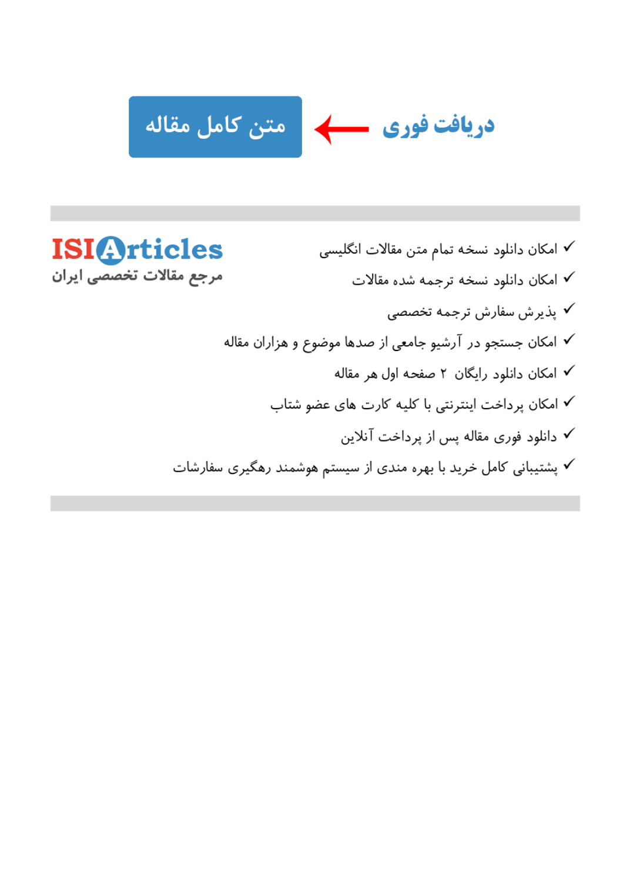دریافت فوری ← متن کامل مقاله

ISIArticles
مرجع مقالات تخصصی ایران

- ✓ امکان دانلود نسخه تمام متن مقالات انگلیسی
- ✓ امکان دانلود نسخه ترجمه شده مقالات
- ✓ پذیرش سفارش ترجمه تخصصی
- ✓ امکان جستجو در آرشیو جامعی از صدها موضوع و هزاران مقاله
- ✓ امکان دانلود رایگان ۲ صفحه اول هر مقاله
- ✓ امکان پرداخت اینترنتی با کلیه کارت های عضو شتاب
- ✓ دانلود فوری مقاله پس از پرداخت آنلاین
- ✓ پشتیبانی کامل خرید با بهره مندی از سیستم هوشمند رهگیری سفارشات